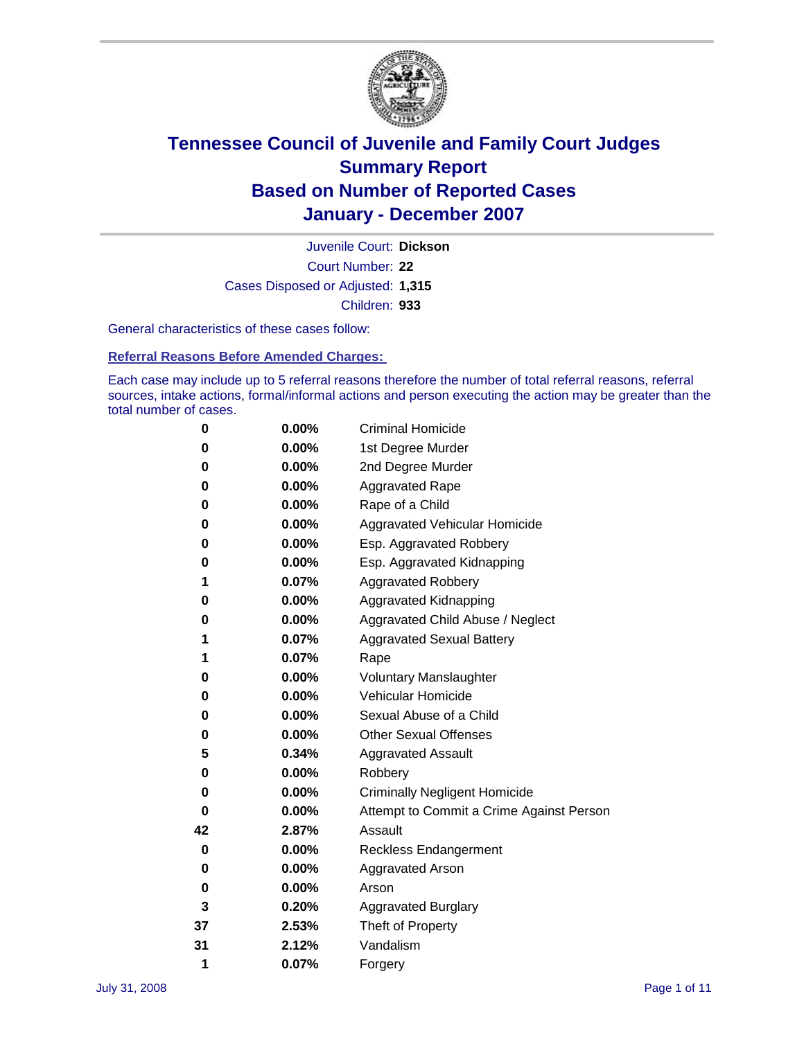# Tennessee Council of Juvenile and Family Court Judges
# Summary Report
# Based on Number of Reported Cases
# January - December 2007

Juvenile Court: **Dickson**

Court Number: **22**

Cases Disposed or Adjusted: **1,315**

Children: **933**

General characteristics of these cases follow:

## Referral Reasons Before Amended Charges:

Each case may include up to 5 referral reasons therefore the number of total referral reasons, referral sources, intake actions, formal/informal actions and person executing the action may be greater than the total number of cases.

| Count | Percent | Referral Reason |
|---|---|---|
| 0 | 0.00% | Criminal Homicide |
| 0 | 0.00% | 1st Degree Murder |
| 0 | 0.00% | 2nd Degree Murder |
| 0 | 0.00% | Aggravated Rape |
| 0 | 0.00% | Rape of a Child |
| 0 | 0.00% | Aggravated Vehicular Homicide |
| 0 | 0.00% | Esp. Aggravated Robbery |
| 0 | 0.00% | Esp. Aggravated Kidnapping |
| 1 | 0.07% | Aggravated Robbery |
| 0 | 0.00% | Aggravated Kidnapping |
| 0 | 0.00% | Aggravated Child Abuse / Neglect |
| 1 | 0.07% | Aggravated Sexual Battery |
| 1 | 0.07% | Rape |
| 0 | 0.00% | Voluntary Manslaughter |
| 0 | 0.00% | Vehicular Homicide |
| 0 | 0.00% | Sexual Abuse of a Child |
| 0 | 0.00% | Other Sexual Offenses |
| 5 | 0.34% | Aggravated Assault |
| 0 | 0.00% | Robbery |
| 0 | 0.00% | Criminally Negligent Homicide |
| 0 | 0.00% | Attempt to Commit a Crime Against Person |
| 42 | 2.87% | Assault |
| 0 | 0.00% | Reckless Endangerment |
| 0 | 0.00% | Aggravated Arson |
| 0 | 0.00% | Arson |
| 3 | 0.20% | Aggravated Burglary |
| 37 | 2.53% | Theft of Property |
| 31 | 2.12% | Vandalism |
| 1 | 0.07% | Forgery |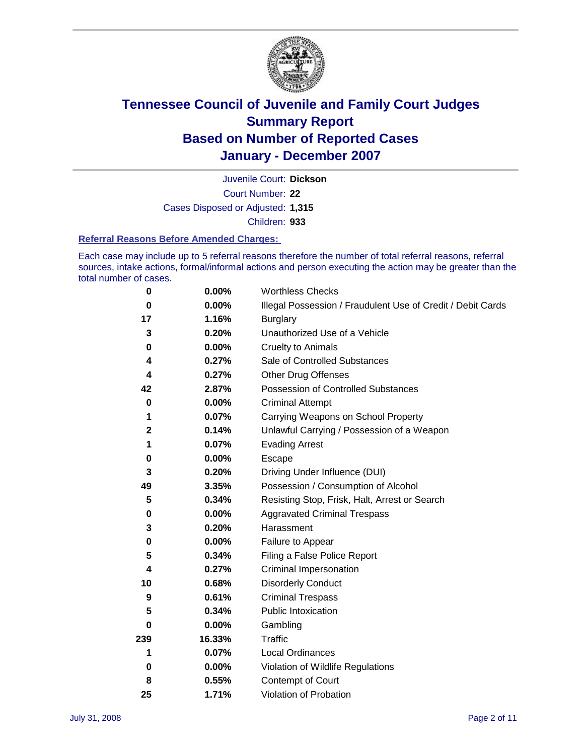# Tennessee Council of Juvenile and Family Court Judges Summary Report Based on Number of Reported Cases January - December 2007

Juvenile Court: **Dickson**

Court Number: **22**

Cases Disposed or Adjusted: **1,315**

Children: **933**

### Referral Reasons Before Amended Charges:

Each case may include up to 5 referral reasons therefore the number of total referral reasons, referral sources, intake actions, formal/informal actions and person executing the action may be greater than the total number of cases.

| Count | Percent | Referral Reason |
|---|---|---|
| 0 | 0.00% | Worthless Checks |
| 0 | 0.00% | Illegal Possession / Fraudulent Use of Credit / Debit Cards |
| 17 | 1.16% | Burglary |
| 3 | 0.20% | Unauthorized Use of a Vehicle |
| 0 | 0.00% | Cruelty to Animals |
| 4 | 0.27% | Sale of Controlled Substances |
| 4 | 0.27% | Other Drug Offenses |
| 42 | 2.87% | Possession of Controlled Substances |
| 0 | 0.00% | Criminal Attempt |
| 1 | 0.07% | Carrying Weapons on School Property |
| 2 | 0.14% | Unlawful Carrying / Possession of a Weapon |
| 1 | 0.07% | Evading Arrest |
| 0 | 0.00% | Escape |
| 3 | 0.20% | Driving Under Influence (DUI) |
| 49 | 3.35% | Possession / Consumption of Alcohol |
| 5 | 0.34% | Resisting Stop, Frisk, Halt, Arrest or Search |
| 0 | 0.00% | Aggravated Criminal Trespass |
| 3 | 0.20% | Harassment |
| 0 | 0.00% | Failure to Appear |
| 5 | 0.34% | Filing a False Police Report |
| 4 | 0.27% | Criminal Impersonation |
| 10 | 0.68% | Disorderly Conduct |
| 9 | 0.61% | Criminal Trespass |
| 5 | 0.34% | Public Intoxication |
| 0 | 0.00% | Gambling |
| 239 | 16.33% | Traffic |
| 1 | 0.07% | Local Ordinances |
| 0 | 0.00% | Violation of Wildlife Regulations |
| 8 | 0.55% | Contempt of Court |
| 25 | 1.71% | Violation of Probation |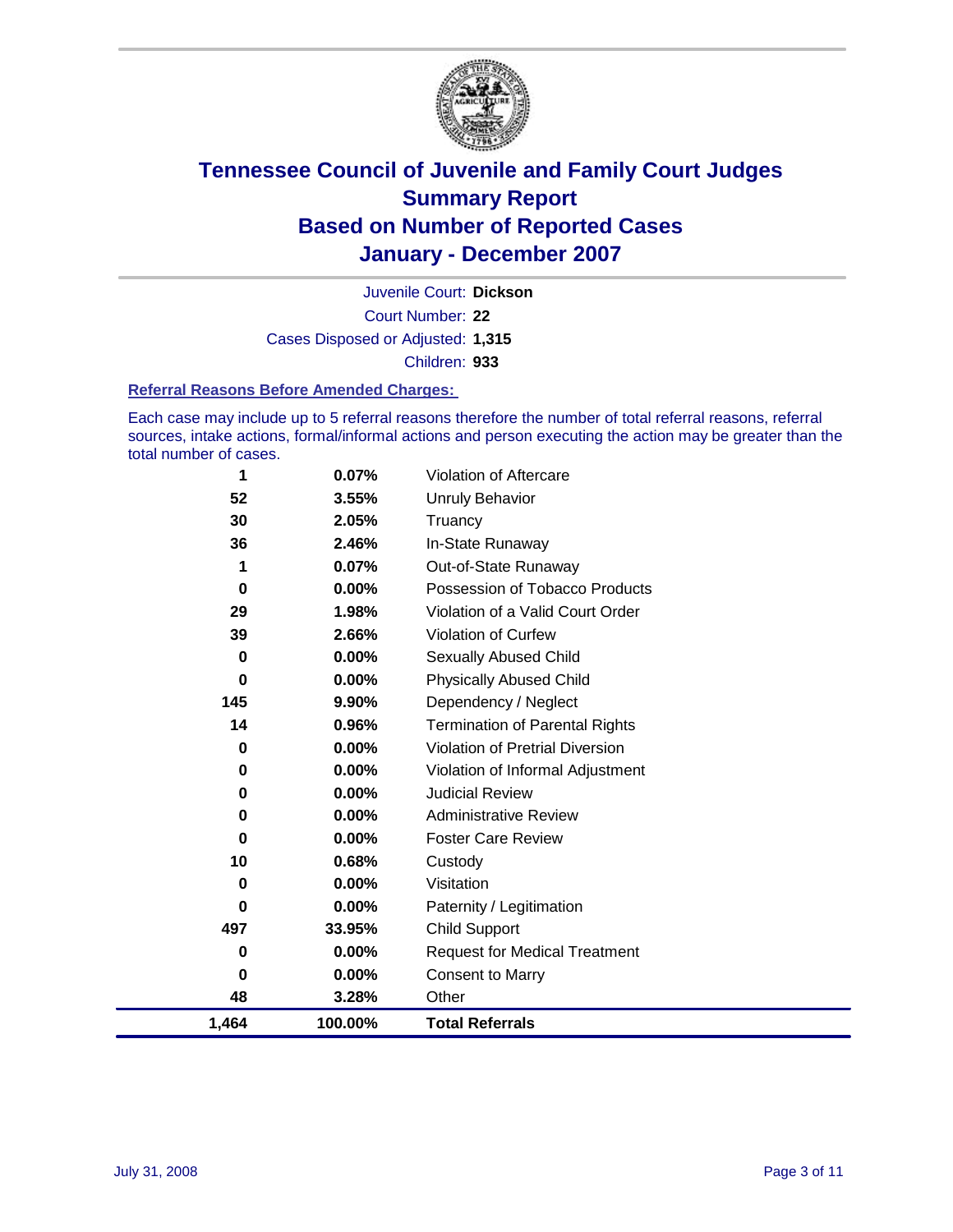# Tennessee Council of Juvenile and Family Court Judges
## Summary Report
## Based on Number of Reported Cases
## January - December 2007

Juvenile Court: **Dickson**

Court Number: **22**

Cases Disposed or Adjusted: **1,315**

Children: **933**

### Referral Reasons Before Amended Charges:

Each case may include up to 5 referral reasons therefore the number of total referral reasons, referral sources, intake actions, formal/informal actions and person executing the action may be greater than the total number of cases.

| Count | Percent | Referral Reason |
|---|---|---|
| 1 | 0.07% | Violation of Aftercare |
| 52 | 3.55% | Unruly Behavior |
| 30 | 2.05% | Truancy |
| 36 | 2.46% | In-State Runaway |
| 1 | 0.07% | Out-of-State Runaway |
| 0 | 0.00% | Possession of Tobacco Products |
| 29 | 1.98% | Violation of a Valid Court Order |
| 39 | 2.66% | Violation of Curfew |
| 0 | 0.00% | Sexually Abused Child |
| 0 | 0.00% | Physically Abused Child |
| 145 | 9.90% | Dependency / Neglect |
| 14 | 0.96% | Termination of Parental Rights |
| 0 | 0.00% | Violation of Pretrial Diversion |
| 0 | 0.00% | Violation of Informal Adjustment |
| 0 | 0.00% | Judicial Review |
| 0 | 0.00% | Administrative Review |
| 0 | 0.00% | Foster Care Review |
| 10 | 0.68% | Custody |
| 0 | 0.00% | Visitation |
| 0 | 0.00% | Paternity / Legitimation |
| 497 | 33.95% | Child Support |
| 0 | 0.00% | Request for Medical Treatment |
| 0 | 0.00% | Consent to Marry |
| 48 | 3.28% | Other |
| **1,464** | **100.00%** | **Total Referrals** |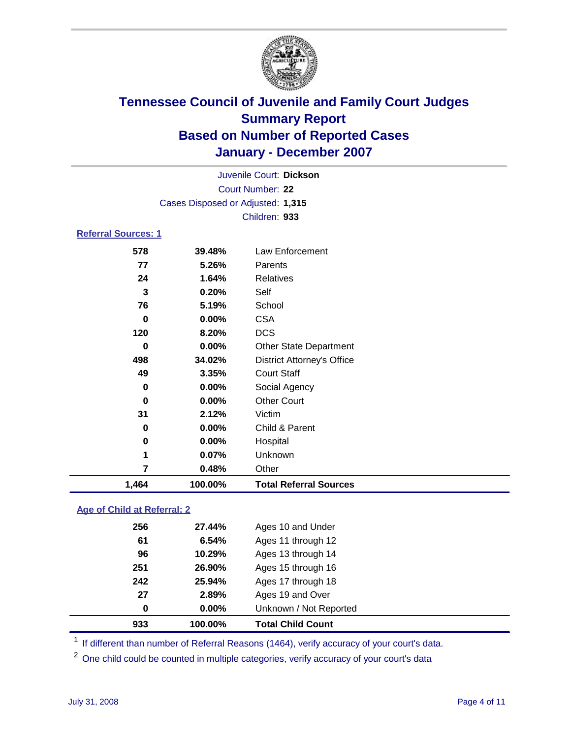# Tennessee Council of Juvenile and Family Court Judges
## Summary Report
## Based on Number of Reported Cases
## January - December 2007

Juvenile Court: **Dickson**
Court Number: **22**
Cases Disposed or Adjusted: **1,315**
Children: **933**

### Referral Sources: 1

| Count | Percent | Source |
|---|---|---|
| 578 | 39.48% | Law Enforcement |
| 77 | 5.26% | Parents |
| 24 | 1.64% | Relatives |
| 3 | 0.20% | Self |
| 76 | 5.19% | School |
| 0 | 0.00% | CSA |
| 120 | 8.20% | DCS |
| 0 | 0.00% | Other State Department |
| 498 | 34.02% | District Attorney's Office |
| 49 | 3.35% | Court Staff |
| 0 | 0.00% | Social Agency |
| 0 | 0.00% | Other Court |
| 31 | 2.12% | Victim |
| 0 | 0.00% | Child & Parent |
| 0 | 0.00% | Hospital |
| 1 | 0.07% | Unknown |
| 7 | 0.48% | Other |
| **1,464** | **100.00%** | **Total Referral Sources** |

### Age of Child at Referral: 2

| Count | Percent | Age |
|---|---|---|
| 256 | 27.44% | Ages 10 and Under |
| 61 | 6.54% | Ages 11 through 12 |
| 96 | 10.29% | Ages 13 through 14 |
| 251 | 26.90% | Ages 15 through 16 |
| 242 | 25.94% | Ages 17 through 18 |
| 27 | 2.89% | Ages 19 and Over |
| 0 | 0.00% | Unknown / Not Reported |
| **933** | **100.00%** | **Total Child Count** |

[1] If different than number of Referral Reasons (1464), verify accuracy of your court's data.

[2] One child could be counted in multiple categories, verify accuracy of your court's data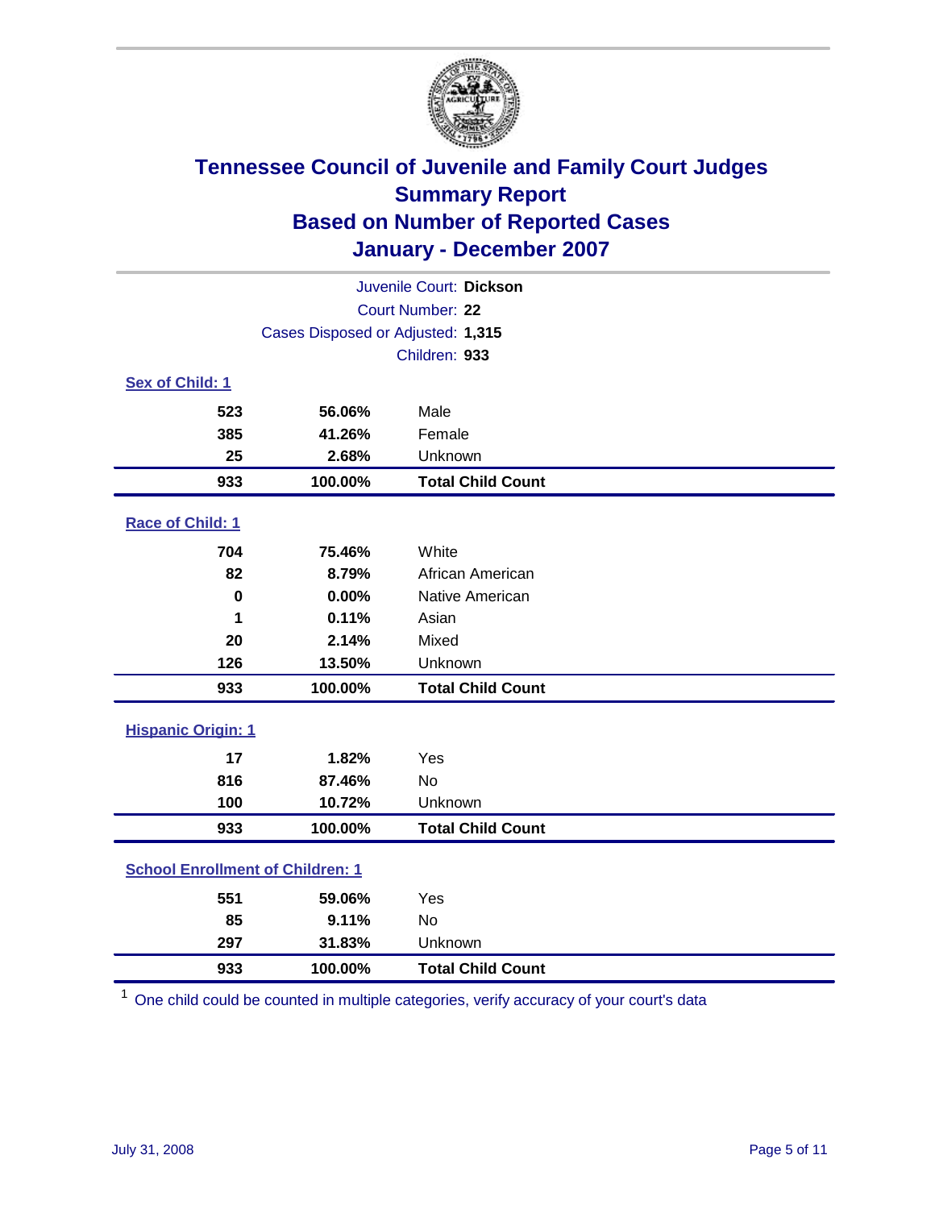# Tennessee Council of Juvenile and Family Court Judges
## Summary Report
## Based on Number of Reported Cases
## January - December 2007

Juvenile Court: **Dickson**

Court Number: **22**

Cases Disposed or Adjusted: **1,315**

Children: **933**

### Sex of Child: 1

| Count | Percent | Category |
|---|---|---|
| 523 | 56.06% | Male |
| 385 | 41.26% | Female |
| 25 | 2.68% | Unknown |
| **933** | **100.00%** | **Total Child Count** |

### Race of Child: 1

| Count | Percent | Category |
|---|---|---|
| 704 | 75.46% | White |
| 82 | 8.79% | African American |
| 0 | 0.00% | Native American |
| 1 | 0.11% | Asian |
| 20 | 2.14% | Mixed |
| 126 | 13.50% | Unknown |
| **933** | **100.00%** | **Total Child Count** |

### Hispanic Origin: 1

| Count | Percent | Category |
|---|---|---|
| 17 | 1.82% | Yes |
| 816 | 87.46% | No |
| 100 | 10.72% | Unknown |
| **933** | **100.00%** | **Total Child Count** |

### School Enrollment of Children: 1

| Count | Percent | Category |
|---|---|---|
| 551 | 59.06% | Yes |
| 85 | 9.11% | No |
| 297 | 31.83% | Unknown |
| **933** | **100.00%** | **Total Child Count** |

[1] One child could be counted in multiple categories, verify accuracy of your court's data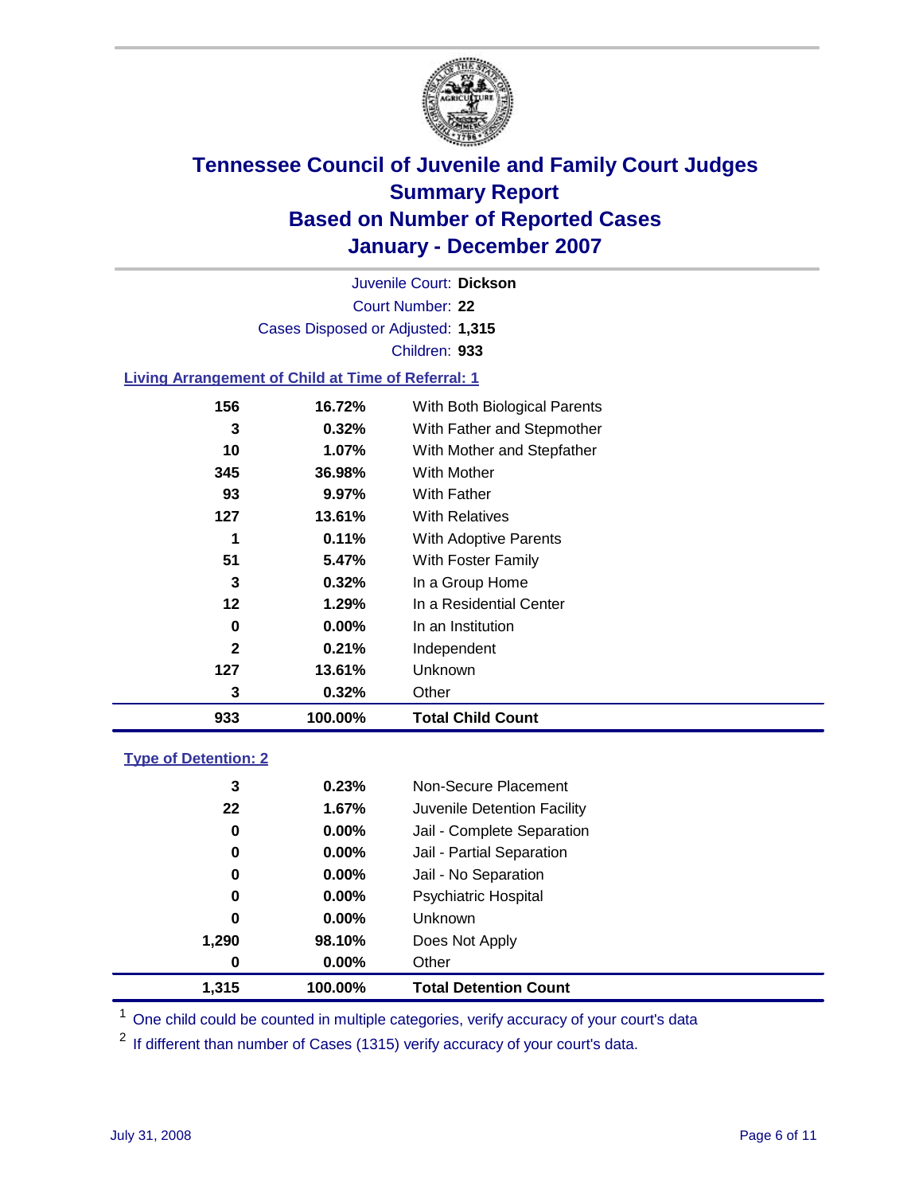# Tennessee Council of Juvenile and Family Court Judges
## Summary Report
## Based on Number of Reported Cases
## January - December 2007

Juvenile Court: **Dickson**

Court Number: **22**

Cases Disposed or Adjusted: **1,315**

Children: **933**

### Living Arrangement of Child at Time of Referral: 1

| Count | Percent | Category |
|---|---|---|
| 156 | 16.72% | With Both Biological Parents |
| 3 | 0.32% | With Father and Stepmother |
| 10 | 1.07% | With Mother and Stepfather |
| 345 | 36.98% | With Mother |
| 93 | 9.97% | With Father |
| 127 | 13.61% | With Relatives |
| 1 | 0.11% | With Adoptive Parents |
| 51 | 5.47% | With Foster Family |
| 3 | 0.32% | In a Group Home |
| 12 | 1.29% | In a Residential Center |
| 0 | 0.00% | In an Institution |
| 2 | 0.21% | Independent |
| 127 | 13.61% | Unknown |
| 3 | 0.32% | Other |
| **933** | **100.00%** | **Total Child Count** |

### Type of Detention: 2

| Count | Percent | Category |
|---|---|---|
| 3 | 0.23% | Non-Secure Placement |
| 22 | 1.67% | Juvenile Detention Facility |
| 0 | 0.00% | Jail - Complete Separation |
| 0 | 0.00% | Jail - Partial Separation |
| 0 | 0.00% | Jail - No Separation |
| 0 | 0.00% | Psychiatric Hospital |
| 0 | 0.00% | Unknown |
| 1,290 | 98.10% | Does Not Apply |
| 0 | 0.00% | Other |
| **1,315** | **100.00%** | **Total Detention Count** |

[1] One child could be counted in multiple categories, verify accuracy of your court's data

[2] If different than number of Cases (1315) verify accuracy of your court's data.

July 31, 2008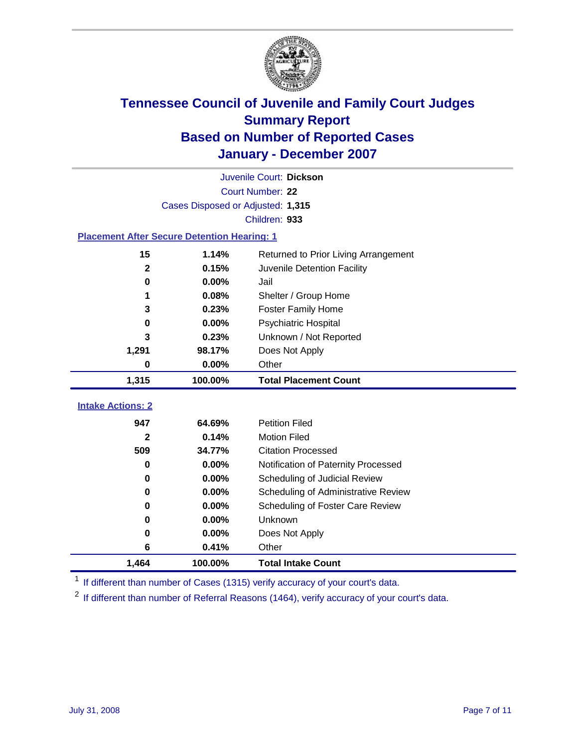# Tennessee Council of Juvenile and Family Court Judges
## Summary Report
## Based on Number of Reported Cases
## January - December 2007

Juvenile Court: **Dickson**

Court Number: **22**

Cases Disposed or Adjusted: **1,315**

Children: **933**

### Placement After Secure Detention Hearing: 1

| Count | Percent | Placement |
|---|---|---|
| 15 | 1.14% | Returned to Prior Living Arrangement |
| 2 | 0.15% | Juvenile Detention Facility |
| 0 | 0.00% | Jail |
| 1 | 0.08% | Shelter / Group Home |
| 3 | 0.23% | Foster Family Home |
| 0 | 0.00% | Psychiatric Hospital |
| 3 | 0.23% | Unknown / Not Reported |
| 1,291 | 98.17% | Does Not Apply |
| 0 | 0.00% | Other |
| **1,315** | **100.00%** | **Total Placement Count** |

### Intake Actions: 2

| Count | Percent | Intake Action |
|---|---|---|
| 947 | 64.69% | Petition Filed |
| 2 | 0.14% | Motion Filed |
| 509 | 34.77% | Citation Processed |
| 0 | 0.00% | Notification of Paternity Processed |
| 0 | 0.00% | Scheduling of Judicial Review |
| 0 | 0.00% | Scheduling of Administrative Review |
| 0 | 0.00% | Scheduling of Foster Care Review |
| 0 | 0.00% | Unknown |
| 0 | 0.00% | Does Not Apply |
| 6 | 0.41% | Other |
| **1,464** | **100.00%** | **Total Intake Count** |

[1] If different than number of Cases (1315) verify accuracy of your court's data.

[2] If different than number of Referral Reasons (1464), verify accuracy of your court's data.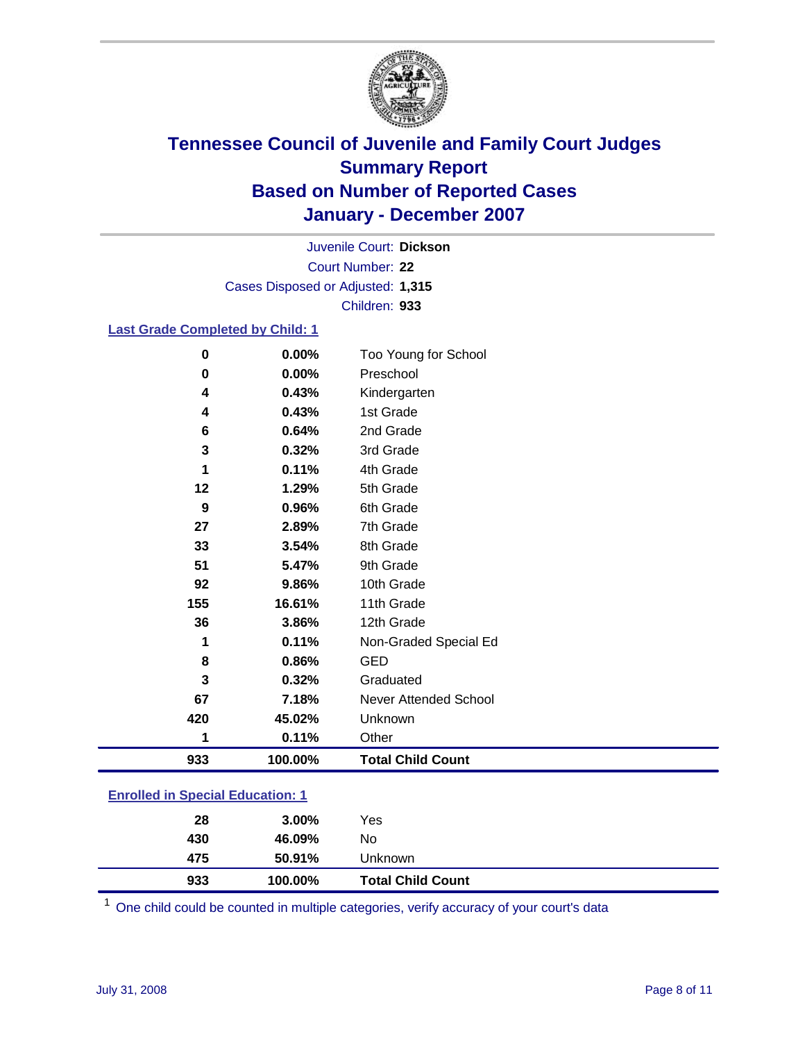# Tennessee Council of Juvenile and Family Court Judges
## Summary Report
## Based on Number of Reported Cases
## January - December 2007

Juvenile Court: **Dickson**
Court Number: **22**
Cases Disposed or Adjusted: **1,315**
Children: **933**

### Last Grade Completed by Child: 1

| Count | Percent | Category |
|---|---|---|
| 0 | 0.00% | Too Young for School |
| 0 | 0.00% | Preschool |
| 4 | 0.43% | Kindergarten |
| 4 | 0.43% | 1st Grade |
| 6 | 0.64% | 2nd Grade |
| 3 | 0.32% | 3rd Grade |
| 1 | 0.11% | 4th Grade |
| 12 | 1.29% | 5th Grade |
| 9 | 0.96% | 6th Grade |
| 27 | 2.89% | 7th Grade |
| 33 | 3.54% | 8th Grade |
| 51 | 5.47% | 9th Grade |
| 92 | 9.86% | 10th Grade |
| 155 | 16.61% | 11th Grade |
| 36 | 3.86% | 12th Grade |
| 1 | 0.11% | Non-Graded Special Ed |
| 8 | 0.86% | GED |
| 3 | 0.32% | Graduated |
| 67 | 7.18% | Never Attended School |
| 420 | 45.02% | Unknown |
| 1 | 0.11% | Other |
| **933** | **100.00%** | **Total Child Count** |

### Enrolled in Special Education: 1

| Count | Percent | Category |
|---|---|---|
| 28 | 3.00% | Yes |
| 430 | 46.09% | No |
| 475 | 50.91% | Unknown |
| **933** | **100.00%** | **Total Child Count** |

[1] One child could be counted in multiple categories, verify accuracy of your court's data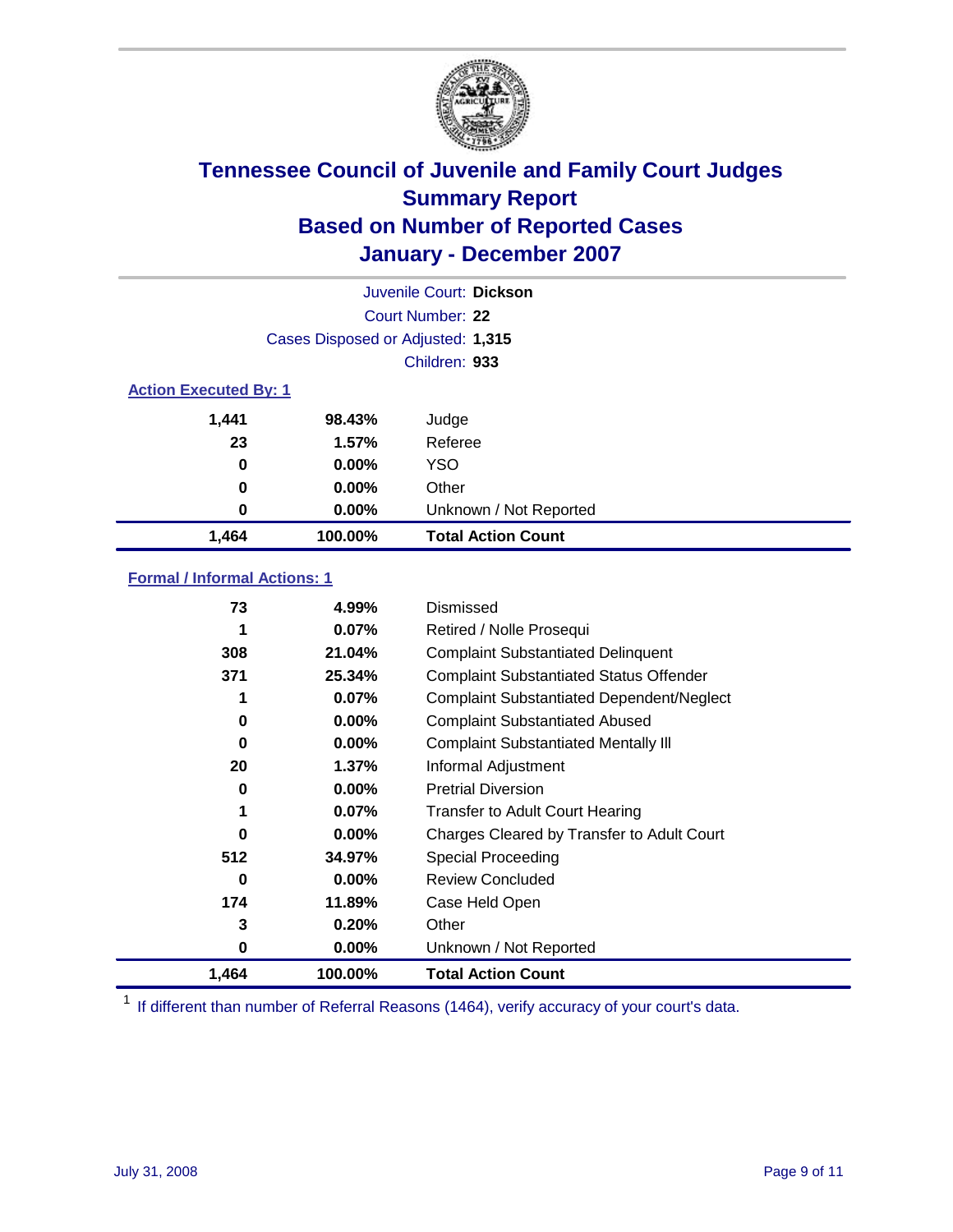# Tennessee Council of Juvenile and Family Court Judges
## Summary Report
## Based on Number of Reported Cases
## January - December 2007

Juvenile Court: **Dickson**
Court Number: **22**
Cases Disposed or Adjusted: **1,315**
Children: **933**

### Action Executed By: 1

| Count | Percent | Action |
|---|---|---|
| 1,441 | 98.43% | Judge |
| 23 | 1.57% | Referee |
| 0 | 0.00% | YSO |
| 0 | 0.00% | Other |
| 0 | 0.00% | Unknown / Not Reported |
| **1,464** | **100.00%** | **Total Action Count** |

### Formal / Informal Actions: 1

| Count | Percent | Action |
|---|---|---|
| 73 | 4.99% | Dismissed |
| 1 | 0.07% | Retired / Nolle Prosequi |
| 308 | 21.04% | Complaint Substantiated Delinquent |
| 371 | 25.34% | Complaint Substantiated Status Offender |
| 1 | 0.07% | Complaint Substantiated Dependent/Neglect |
| 0 | 0.00% | Complaint Substantiated Abused |
| 0 | 0.00% | Complaint Substantiated Mentally Ill |
| 20 | 1.37% | Informal Adjustment |
| 0 | 0.00% | Pretrial Diversion |
| 1 | 0.07% | Transfer to Adult Court Hearing |
| 0 | 0.00% | Charges Cleared by Transfer to Adult Court |
| 512 | 34.97% | Special Proceeding |
| 0 | 0.00% | Review Concluded |
| 174 | 11.89% | Case Held Open |
| 3 | 0.20% | Other |
| 0 | 0.00% | Unknown / Not Reported |
| **1,464** | **100.00%** | **Total Action Count** |

[1] If different than number of Referral Reasons (1464), verify accuracy of your court's data.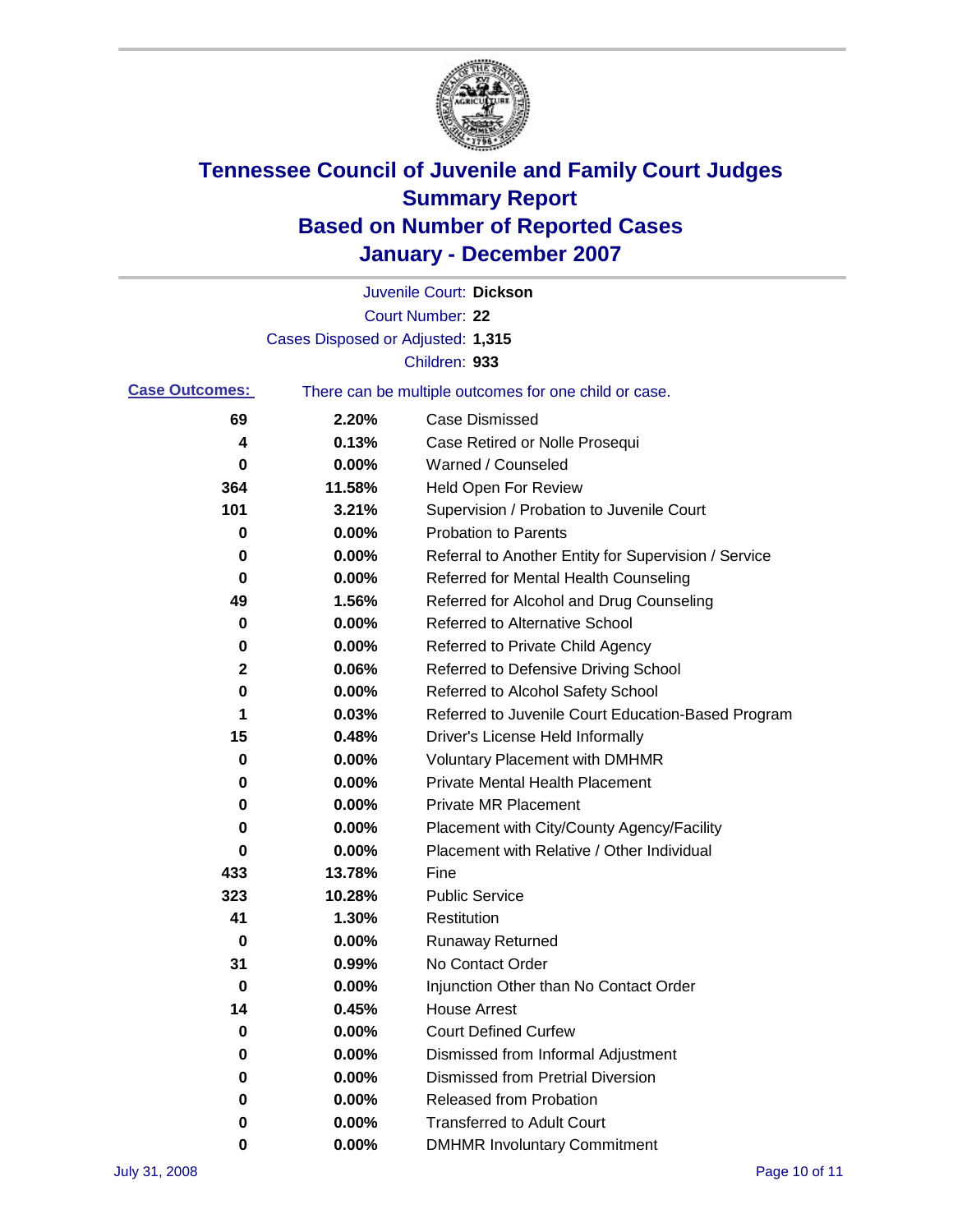# Tennessee Council of Juvenile and Family Court Judges
## Summary Report
## Based on Number of Reported Cases
## January - December 2007

Juvenile Court: **Dickson**
Court Number: **22**
Cases Disposed or Adjusted: **1,315**
Children: **933**

**Case Outcomes:** There can be multiple outcomes for one child or case.

| Count | Percent | Outcome |
|---|---|---|
| 69 | 2.20% | Case Dismissed |
| 4 | 0.13% | Case Retired or Nolle Prosequi |
| 0 | 0.00% | Warned / Counseled |
| 364 | 11.58% | Held Open For Review |
| 101 | 3.21% | Supervision / Probation to Juvenile Court |
| 0 | 0.00% | Probation to Parents |
| 0 | 0.00% | Referral to Another Entity for Supervision / Service |
| 0 | 0.00% | Referred for Mental Health Counseling |
| 49 | 1.56% | Referred for Alcohol and Drug Counseling |
| 0 | 0.00% | Referred to Alternative School |
| 0 | 0.00% | Referred to Private Child Agency |
| 2 | 0.06% | Referred to Defensive Driving School |
| 0 | 0.00% | Referred to Alcohol Safety School |
| 1 | 0.03% | Referred to Juvenile Court Education-Based Program |
| 15 | 0.48% | Driver's License Held Informally |
| 0 | 0.00% | Voluntary Placement with DMHMR |
| 0 | 0.00% | Private Mental Health Placement |
| 0 | 0.00% | Private MR Placement |
| 0 | 0.00% | Placement with City/County Agency/Facility |
| 0 | 0.00% | Placement with Relative / Other Individual |
| 433 | 13.78% | Fine |
| 323 | 10.28% | Public Service |
| 41 | 1.30% | Restitution |
| 0 | 0.00% | Runaway Returned |
| 31 | 0.99% | No Contact Order |
| 0 | 0.00% | Injunction Other than No Contact Order |
| 14 | 0.45% | House Arrest |
| 0 | 0.00% | Court Defined Curfew |
| 0 | 0.00% | Dismissed from Informal Adjustment |
| 0 | 0.00% | Dismissed from Pretrial Diversion |
| 0 | 0.00% | Released from Probation |
| 0 | 0.00% | Transferred to Adult Court |
| 0 | 0.00% | DMHMR Involuntary Commitment |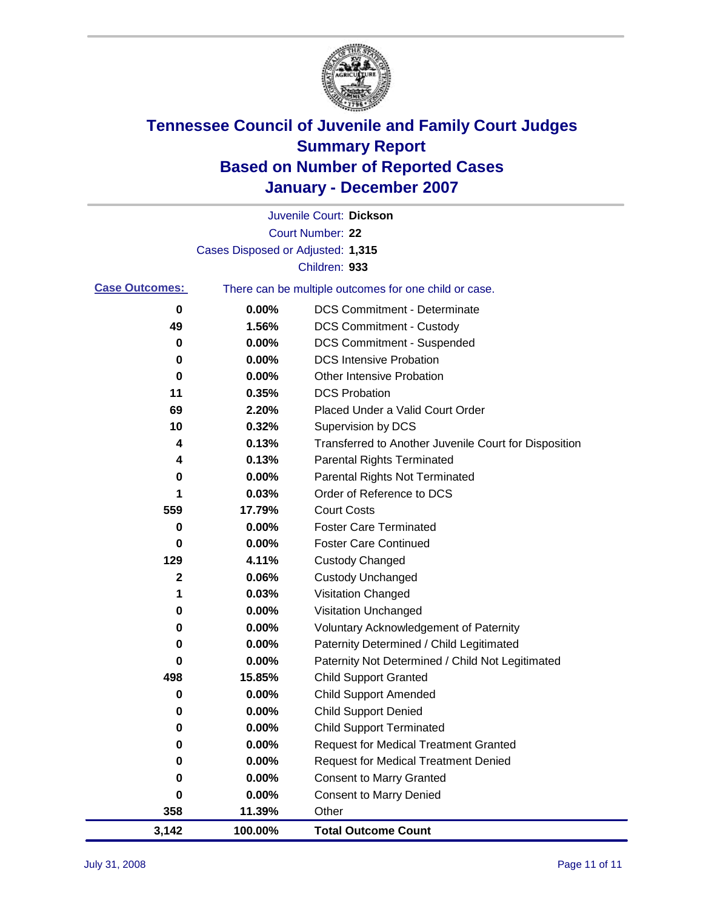# Tennessee Council of Juvenile and Family Court Judges
## Summary Report
## Based on Number of Reported Cases
## January - December 2007

Juvenile Court: **Dickson**

Court Number: **22**

Cases Disposed or Adjusted: **1,315**

Children: **933**

**Case Outcomes:** There can be multiple outcomes for one child or case.

| | | |
|---|---|---|
| 0 | 0.00% | DCS Commitment - Determinate |
| 49 | 1.56% | DCS Commitment - Custody |
| 0 | 0.00% | DCS Commitment - Suspended |
| 0 | 0.00% | DCS Intensive Probation |
| 0 | 0.00% | Other Intensive Probation |
| 11 | 0.35% | DCS Probation |
| 69 | 2.20% | Placed Under a Valid Court Order |
| 10 | 0.32% | Supervision by DCS |
| 4 | 0.13% | Transferred to Another Juvenile Court for Disposition |
| 4 | 0.13% | Parental Rights Terminated |
| 0 | 0.00% | Parental Rights Not Terminated |
| 1 | 0.03% | Order of Reference to DCS |
| 559 | 17.79% | Court Costs |
| 0 | 0.00% | Foster Care Terminated |
| 0 | 0.00% | Foster Care Continued |
| 129 | 4.11% | Custody Changed |
| 2 | 0.06% | Custody Unchanged |
| 1 | 0.03% | Visitation Changed |
| 0 | 0.00% | Visitation Unchanged |
| 0 | 0.00% | Voluntary Acknowledgement of Paternity |
| 0 | 0.00% | Paternity Determined / Child Legitimated |
| 0 | 0.00% | Paternity Not Determined / Child Not Legitimated |
| 498 | 15.85% | Child Support Granted |
| 0 | 0.00% | Child Support Amended |
| 0 | 0.00% | Child Support Denied |
| 0 | 0.00% | Child Support Terminated |
| 0 | 0.00% | Request for Medical Treatment Granted |
| 0 | 0.00% | Request for Medical Treatment Denied |
| 0 | 0.00% | Consent to Marry Granted |
| 0 | 0.00% | Consent to Marry Denied |
| 358 | 11.39% | Other |
| **3,142** | **100.00%** | **Total Outcome Count** |

July 31, 2008